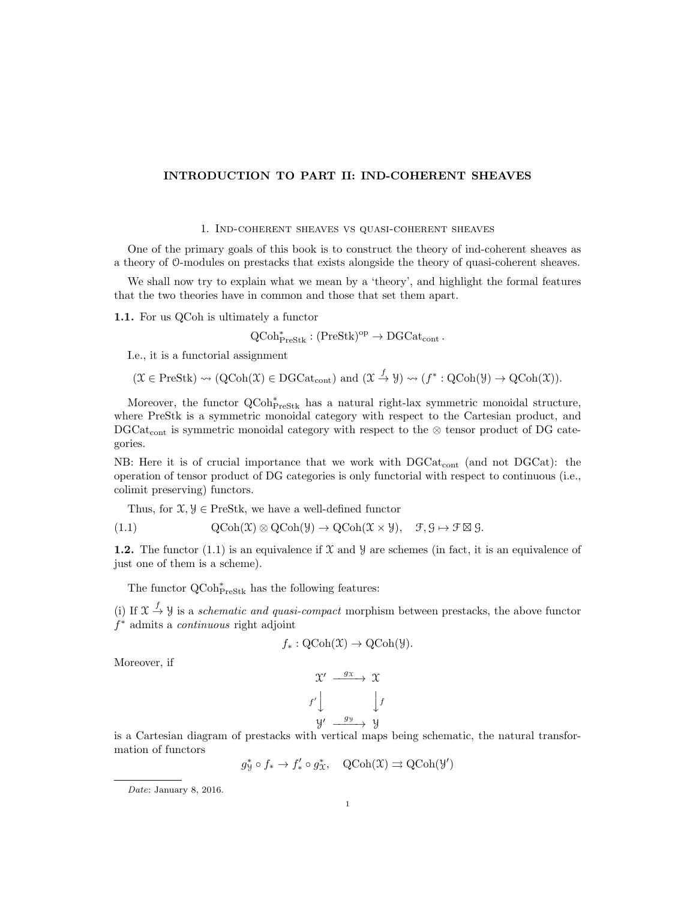# INTRODUCTION TO PART II: IND-COHERENT SHEAVES

## 1. Ind-coherent sheaves vs quasi-coherent sheaves

One of the primary goals of this book is to construct the theory of ind-coherent sheaves as a theory of $\mathcal{O}$-modules on prestacks that exists alongside the theory of quasi-coherent sheaves.

We shall now try to explain what we mean by a 'theory', and highlight the formal features that the two theories have in common and those that set them apart.

**1.1.** For us QCoh is ultimately a functor

$$\mathrm{QCoh}^*_{\mathrm{PreStk}} : (\mathrm{PreStk})^{\mathrm{op}} \to \mathrm{DGCat}_{\mathrm{cont}}.$$

I.e., it is a functorial assignment

$$(\mathcal{X} \in \mathrm{PreStk}) \rightsquigarrow (\mathrm{QCoh}(\mathcal{X}) \in \mathrm{DGCat}_{\mathrm{cont}}) \text{ and } (\mathcal{X} \overset{f}{\to} \mathcal{Y}) \rightsquigarrow (f^* : \mathrm{QCoh}(\mathcal{Y}) \to \mathrm{QCoh}(\mathcal{X})).$$

Moreover, the functor $\mathrm{QCoh}^*_{\mathrm{PreStk}}$ has a natural right-lax symmetric monoidal structure, where PreStk is a symmetric monoidal category with respect to the Cartesian product, and $\mathrm{DGCat}_{\mathrm{cont}}$ is symmetric monoidal category with respect to the $\otimes$ tensor product of DG categories.

NB: Here it is of crucial importance that we work with $\mathrm{DGCat}_{\mathrm{cont}}$ (and not DGCat): the operation of tensor product of DG categories is only functorial with respect to continuous (i.e., colimit preserving) functors.

Thus, for $\mathcal{X}, \mathcal{Y} \in \mathrm{PreStk}$, we have a well-defined functor

$$\mathrm{QCoh}(\mathcal{X}) \otimes \mathrm{QCoh}(\mathcal{Y}) \to \mathrm{QCoh}(\mathcal{X} \times \mathcal{Y}), \quad \mathcal{F}, \mathcal{G} \mapsto \mathcal{F} \boxtimes \mathcal{G}. \tag{1.1}$$

**1.2.** The functor (1.1) is an equivalence if $\mathcal{X}$ and $\mathcal{Y}$ are schemes (in fact, it is an equivalence of just one of them is a scheme).

The functor $\mathrm{QCoh}^*_{\mathrm{PreStk}}$ has the following features:

(i) If $\mathcal{X} \overset{f}{\to} \mathcal{Y}$ is a *schematic and quasi-compact* morphism between prestacks, the above functor $f^*$ admits a *continuous* right adjoint

$$f_* : \mathrm{QCoh}(\mathcal{X}) \to \mathrm{QCoh}(\mathcal{Y}).$$

Moreover, if

$$\begin{array}{ccc} \mathcal{X}' & \xrightarrow{g_{\mathcal{X}}} & \mathcal{X} \\ {\scriptstyle f'}\downarrow & & \downarrow{\scriptstyle f} \\ \mathcal{Y}' & \xrightarrow{g_{\mathcal{Y}}} & \mathcal{Y} \end{array}$$

is a Cartesian diagram of prestacks with vertical maps being schematic, the natural transformation of functors

$$g^*_{\mathcal{Y}} \circ f_* \to f'_* \circ g^*_{\mathcal{X}}, \quad \mathrm{QCoh}(\mathcal{X}) \rightrightarrows \mathrm{QCoh}(\mathcal{Y}')$$

---

*Date*: January 8, 2016.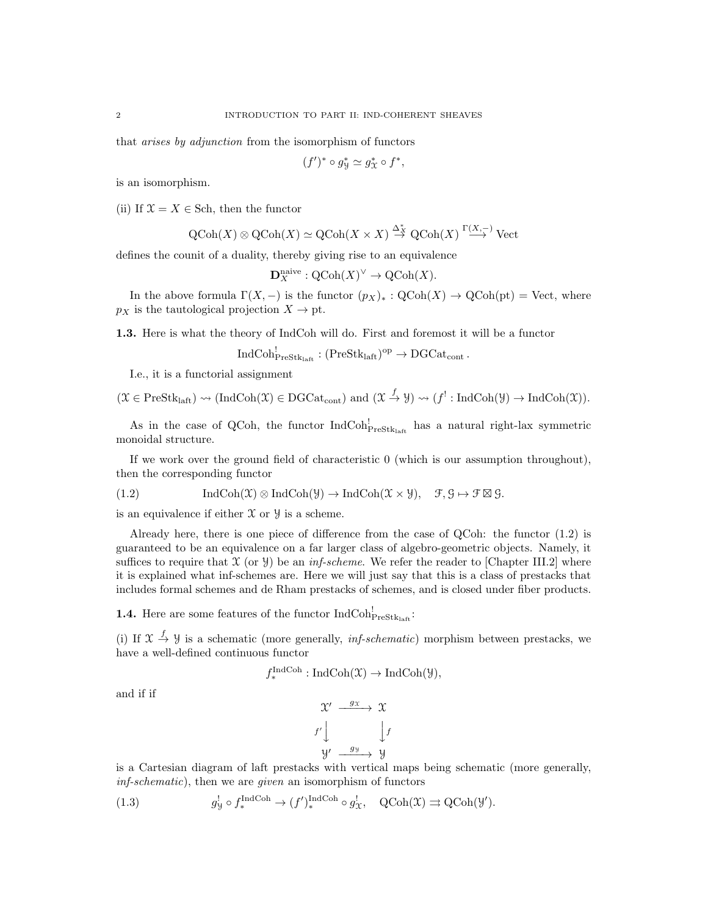that *arises by adjunction* from the isomorphism of functors

$$(f')^* \circ g_{\mathcal{Y}}^* \simeq g_{\mathcal{X}}^* \circ f^*,$$

is an isomorphism.

(ii) If $\mathcal{X} = X \in \text{Sch}$, then the functor

$$\text{QCoh}(X) \otimes \text{QCoh}(X) \simeq \text{QCoh}(X \times X) \overset{\Delta_X^*}{\to} \text{QCoh}(X) \overset{\Gamma(X,-)}{\longrightarrow} \text{Vect}$$

defines the counit of a duality, thereby giving rise to an equivalence

$$\mathbf{D}_X^{\text{naive}} : \text{QCoh}(X)^\vee \to \text{QCoh}(X).$$

In the above formula $\Gamma(X,-)$ is the functor $(p_X)_* : \text{QCoh}(X) \to \text{QCoh}(\text{pt}) = \text{Vect}$, where $p_X$ is the tautological projection $X \to \text{pt}$.

**1.3.** Here is what the theory of IndCoh will do. First and foremost it will be a functor

$$\text{IndCoh}^!_{\text{PreStk}_{\text{laft}}} : (\text{PreStk}_{\text{laft}})^{\text{op}} \to \text{DGCat}_{\text{cont}}.$$

I.e., it is a functorial assignment

$$(\mathcal{X} \in \text{PreStk}_{\text{laft}}) \rightsquigarrow (\text{IndCoh}(\mathcal{X}) \in \text{DGCat}_{\text{cont}}) \text{ and } (\mathcal{X} \overset{f}{\to} \mathcal{Y}) \rightsquigarrow (f^! : \text{IndCoh}(\mathcal{Y}) \to \text{IndCoh}(\mathcal{X})).$$

As in the case of QCoh, the functor $\text{IndCoh}^!_{\text{PreStk}_{\text{laft}}}$ has a natural right-lax symmetric monoidal structure.

If we work over the ground field of characteristic 0 (which is our assumption throughout), then the corresponding functor

$$\text{IndCoh}(\mathcal{X}) \otimes \text{IndCoh}(\mathcal{Y}) \to \text{IndCoh}(\mathcal{X} \times \mathcal{Y}), \quad \mathcal{F}, \mathcal{G} \mapsto \mathcal{F} \boxtimes \mathcal{G}. \tag{1.2}$$

is an equivalence if either $\mathcal{X}$ or $\mathcal{Y}$ is a scheme.

Already here, there is one piece of difference from the case of QCoh: the functor (1.2) is guaranteed to be an equivalence on a far larger class of algebro-geometric objects. Namely, it suffices to require that $\mathcal{X}$ (or $\mathcal{Y}$) be an *inf-scheme*. We refer the reader to [Chapter III.2] where it is explained what inf-schemes are. Here we will just say that this is a class of prestacks that includes formal schemes and de Rham prestacks of schemes, and is closed under fiber products.

**1.4.** Here are some features of the functor $\text{IndCoh}^!_{\text{PreStk}_{\text{laft}}}$:

(i) If $\mathcal{X} \overset{f}{\to} \mathcal{Y}$ is a schematic (more generally, *inf-schematic*) morphism between prestacks, we have a well-defined continuous functor

$$f_*^{\text{IndCoh}} : \text{IndCoh}(\mathcal{X}) \to \text{IndCoh}(\mathcal{Y}),$$

and if if

$$\begin{array}{ccc} \mathcal{X}' & \xrightarrow{g_{\mathcal{X}}} & \mathcal{X} \\ {\scriptstyle f'}\downarrow & & \downarrow{\scriptstyle f} \\ \mathcal{Y}' & \xrightarrow{g_{\mathcal{Y}}} & \mathcal{Y} \end{array}$$

is a Cartesian diagram of laft prestacks with vertical maps being schematic (more generally, *inf-schematic*), then we are *given* an isomorphism of functors

$$g_{\mathcal{Y}}^! \circ f_*^{\text{IndCoh}} \to (f')_*^{\text{IndCoh}} \circ g_{\mathcal{X}}^!, \quad \text{QCoh}(\mathcal{X}) \rightrightarrows \text{QCoh}(\mathcal{Y}'). \tag{1.3}$$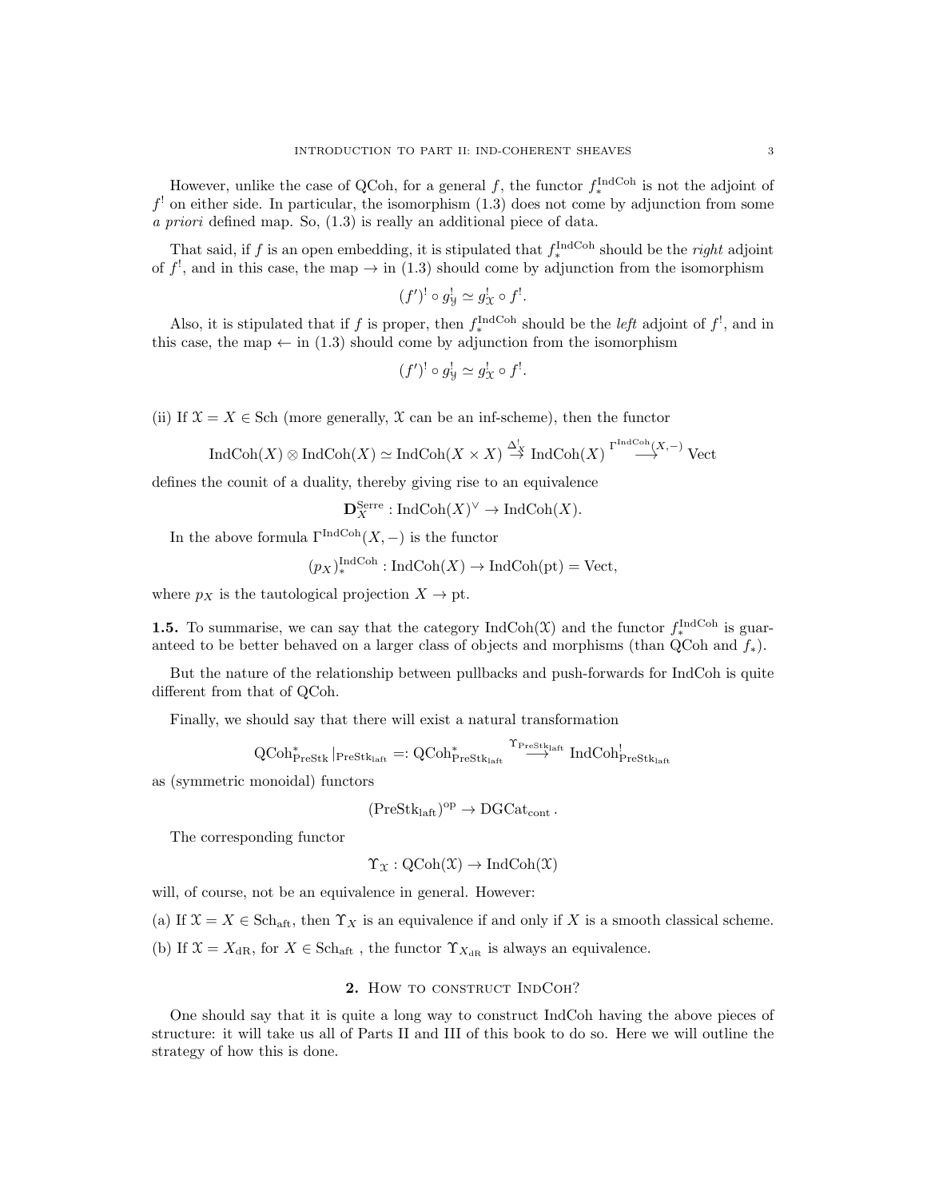However, unlike the case of QCoh, for a general $f$, the functor $f_*^{\mathrm{IndCoh}}$ is not the adjoint of $f^!$ on either side. In particular, the isomorphism (1.3) does not come by adjunction from some *a priori* defined map. So, (1.3) is really an additional piece of data.

That said, if $f$ is an open embedding, it is stipulated that $f_*^{\mathrm{IndCoh}}$ should be the *right* adjoint of $f^!$, and in this case, the map $\to$ in (1.3) should come by adjunction from the isomorphism

$$(f')^! \circ g_{\mathcal{Y}}^! \simeq g_{\mathcal{X}}^! \circ f^!.$$

Also, it is stipulated that if $f$ is proper, then $f_*^{\mathrm{IndCoh}}$ should be the *left* adjoint of $f^!$, and in this case, the map $\leftarrow$ in (1.3) should come by adjunction from the isomorphism

$$(f')^! \circ g_{\mathcal{Y}}^! \simeq g_{\mathcal{X}}^! \circ f^!.$$

(ii) If $\mathcal{X} = X \in \mathrm{Sch}$ (more generally, $\mathcal{X}$ can be an inf-scheme), then the functor

$$\mathrm{IndCoh}(X) \otimes \mathrm{IndCoh}(X) \simeq \mathrm{IndCoh}(X \times X) \overset{\Delta_X^!}{\to} \mathrm{IndCoh}(X) \overset{\Gamma^{\mathrm{IndCoh}}(X,-)}{\longrightarrow} \mathrm{Vect}$$

defines the counit of a duality, thereby giving rise to an equivalence

$$\mathbf{D}_X^{\mathrm{Serre}} : \mathrm{IndCoh}(X)^\vee \to \mathrm{IndCoh}(X).$$

In the above formula $\Gamma^{\mathrm{IndCoh}}(X,-)$ is the functor

$$(p_X)_*^{\mathrm{IndCoh}} : \mathrm{IndCoh}(X) \to \mathrm{IndCoh}(\mathrm{pt}) = \mathrm{Vect},$$

where $p_X$ is the tautological projection $X \to \mathrm{pt}$.

**1.5.** To summarise, we can say that the category $\mathrm{IndCoh}(\mathcal{X})$ and the functor $f_*^{\mathrm{IndCoh}}$ is guaranteed to be better behaved on a larger class of objects and morphisms (than QCoh and $f_*$).

But the nature of the relationship between pullbacks and push-forwards for IndCoh is quite different from that of QCoh.

Finally, we should say that there will exist a natural transformation

$$\mathrm{QCoh}^*_{\mathrm{PreStk}}|_{\mathrm{PreStk_{laft}}} =: \mathrm{QCoh}^*_{\mathrm{PreStk_{laft}}} \overset{\Upsilon_{\mathrm{PreStk_{laft}}}}{\longrightarrow} \mathrm{IndCoh}^!_{\mathrm{PreStk_{laft}}}$$

as (symmetric monoidal) functors

$$(\mathrm{PreStk_{laft}})^{\mathrm{op}} \to \mathrm{DGCat_{cont}}.$$

The corresponding functor

$$\Upsilon_{\mathcal{X}} : \mathrm{QCoh}(\mathcal{X}) \to \mathrm{IndCoh}(\mathcal{X})$$

will, of course, not be an equivalence in general. However:

(a) If $\mathcal{X} = X \in \mathrm{Sch_{aft}}$, then $\Upsilon_X$ is an equivalence if and only if $X$ is a smooth classical scheme.

(b) If $\mathcal{X} = X_{\mathrm{dR}}$, for $X \in \mathrm{Sch_{aft}}$, the functor $\Upsilon_{X_{\mathrm{dR}}}$ is always an equivalence.

## 2. How to construct IndCoh?

One should say that it is quite a long way to construct IndCoh having the above pieces of structure: it will take us all of Parts II and III of this book to do so. Here we will outline the strategy of how this is done.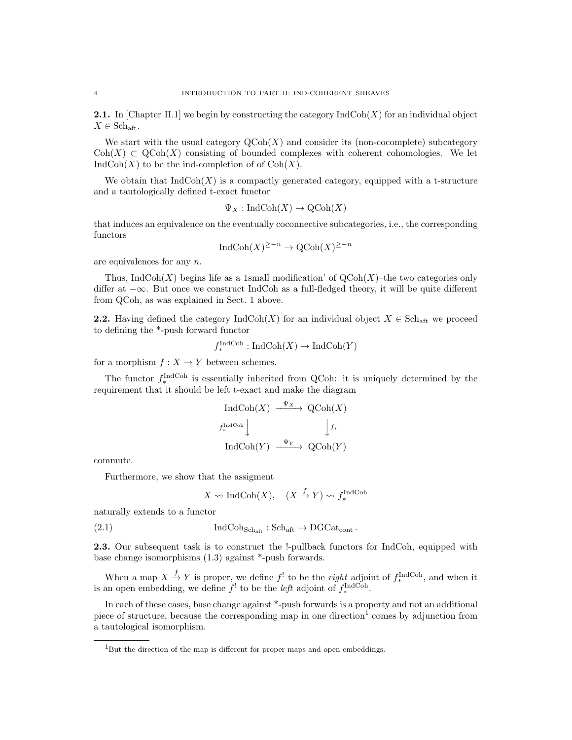**2.1.** In [Chapter II.1] we begin by constructing the category $\mathrm{IndCoh}(X)$ for an individual object $X \in \mathrm{Sch}_{\mathrm{aft}}$.

We start with the usual category $\mathrm{QCoh}(X)$ and consider its (non-cocomplete) subcategory $\mathrm{Coh}(X) \subset \mathrm{QCoh}(X)$ consisting of bounded complexes with coherent cohomologies. We let $\mathrm{IndCoh}(X)$ to be the ind-completion of of $\mathrm{Coh}(X)$.

We obtain that $\mathrm{IndCoh}(X)$ is a compactly generated category, equipped with a t-structure and a tautologically defined t-exact functor

$$\Psi_X : \mathrm{IndCoh}(X) \to \mathrm{QCoh}(X)$$

that induces an equivalence on the eventually coconnective subcategories, i.e., the corresponding functors

$$\mathrm{IndCoh}(X)^{\geq -n} \to \mathrm{QCoh}(X)^{\geq -n}$$

are equivalences for any $n$.

Thus, $\mathrm{IndCoh}(X)$ begins life as a 1small modification' of $\mathrm{QCoh}(X)$–the two categories only differ at $-\infty$. But once we construct IndCoh as a full-fledged theory, it will be quite different from QCoh, as was explained in Sect. 1 above.

**2.2.** Having defined the category $\mathrm{IndCoh}(X)$ for an individual object $X \in \mathrm{Sch}_{\mathrm{aft}}$ we proceed to defining the *-push forward functor

$$f_*^{\mathrm{IndCoh}} : \mathrm{IndCoh}(X) \to \mathrm{IndCoh}(Y)$$

for a morphism $f : X \to Y$ between schemes.

The functor $f_*^{\mathrm{IndCoh}}$ is essentially inherited from QCoh: it is uniquely determined by the requirement that it should be left t-exact and make the diagram

$$\begin{array}{ccc} \mathrm{IndCoh}(X) & \xrightarrow{\Psi_X} & \mathrm{QCoh}(X) \\ {\scriptstyle f_*^{\mathrm{IndCoh}}}\downarrow & & \downarrow{\scriptstyle f_*} \\ \mathrm{IndCoh}(Y) & \xrightarrow{\Psi_Y} & \mathrm{QCoh}(Y) \end{array}$$

commute.

Furthermore, we show that the assigment

$$X \rightsquigarrow \mathrm{IndCoh}(X), \quad (X \xrightarrow{f} Y) \rightsquigarrow f_*^{\mathrm{IndCoh}}$$

naturally extends to a functor

$$\mathrm{IndCoh}_{\mathrm{Sch}_{\mathrm{aft}}} : \mathrm{Sch}_{\mathrm{aft}} \to \mathrm{DGCat}_{\mathrm{cont}}. \tag{2.1}$$

**2.3.** Our subsequent task is to construct the !-pullback functors for IndCoh, equipped with base change isomorphisms (1.3) against *-push forwards.

When a map $X \xrightarrow{f} Y$ is proper, we define $f^!$ to be the *right* adjoint of $f_*^{\mathrm{IndCoh}}$, and when it is an open embedding, we define $f^!$ to be the *left* adjoint of $f_*^{\mathrm{IndCoh}}$.

In each of these cases, base change against *-push forwards is a property and not an additional piece of structure, because the corresponding map in one direction[1] comes by adjunction from a tautological isomorphism.

[1]But the direction of the map is different for proper maps and open embeddings.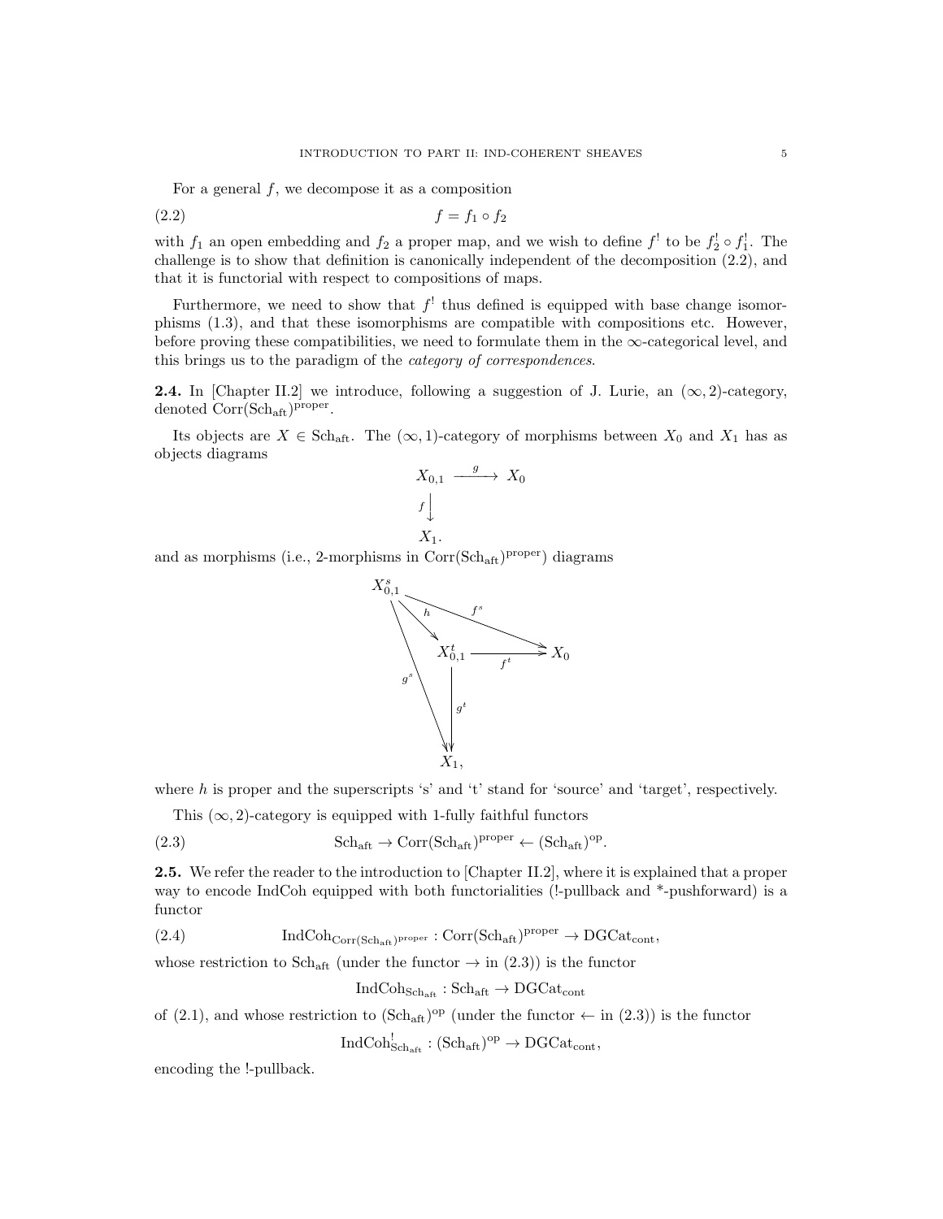For a general $f$, we decompose it as a composition

$$f = f_1 \circ f_2 \tag{2.2}$$

with $f_1$ an open embedding and $f_2$ a proper map, and we wish to define $f^!$ to be $f_2^! \circ f_1^!$. The challenge is to show that definition is canonically independent of the decomposition (2.2), and that it is functorial with respect to compositions of maps.

Furthermore, we need to show that $f^!$ thus defined is equipped with base change isomorphisms (1.3), and that these isomorphisms are compatible with compositions etc. However, before proving these compatibilities, we need to formulate them in the $\infty$-categorical level, and this brings us to the paradigm of the *category of correspondences*.

**2.4.** In [Chapter II.2] we introduce, following a suggestion of J. Lurie, an $(\infty, 2)$-category, denoted $\mathrm{Corr}(\mathrm{Sch}_{\mathrm{aft}})^{\mathrm{proper}}$.

Its objects are $X \in \mathrm{Sch}_{\mathrm{aft}}$. The $(\infty, 1)$-category of morphisms between $X_0$ and $X_1$ has as objects diagrams

$$\begin{array}{ccc} X_{0,1} & \xrightarrow{g} & X_0 \\ {\scriptstyle f}\downarrow & & \\ X_1. & & \end{array}$$

and as morphisms (i.e., 2-morphisms in $\mathrm{Corr}(\mathrm{Sch}_{\mathrm{aft}})^{\mathrm{proper}}$) diagrams

$$\begin{array}{ccccc} X^s_{0,1} & & & & \\ & \overset{h}{\searrow} & & \overset{f^s}{\searrow} & \\ & & X^t_{0,1} & \xrightarrow{f^t} & X_0 \\ & {\scriptstyle g^s}\searrow & \downarrow{\scriptstyle g^t} & & \\ & & X_1, & & \end{array}$$

where $h$ is proper and the superscripts 's' and 't' stand for 'source' and 'target', respectively.

This $(\infty, 2)$-category is equipped with 1-fully faithful functors

$$\mathrm{Sch}_{\mathrm{aft}} \to \mathrm{Corr}(\mathrm{Sch}_{\mathrm{aft}})^{\mathrm{proper}} \leftarrow (\mathrm{Sch}_{\mathrm{aft}})^{\mathrm{op}}. \tag{2.3}$$

**2.5.** We refer the reader to the introduction to [Chapter II.2], where it is explained that a proper way to encode IndCoh equipped with both functorialities (!-pullback and \*-pushforward) is a functor

$$\mathrm{IndCoh}_{\mathrm{Corr}(\mathrm{Sch}_{\mathrm{aft}})^{\mathrm{proper}}} : \mathrm{Corr}(\mathrm{Sch}_{\mathrm{aft}})^{\mathrm{proper}} \to \mathrm{DGCat}_{\mathrm{cont}}, \tag{2.4}$$

whose restriction to $\mathrm{Sch}_{\mathrm{aft}}$ (under the functor $\to$ in (2.3)) is the functor

$$\mathrm{IndCoh}_{\mathrm{Sch}_{\mathrm{aft}}} : \mathrm{Sch}_{\mathrm{aft}} \to \mathrm{DGCat}_{\mathrm{cont}}$$

of (2.1), and whose restriction to $(\mathrm{Sch}_{\mathrm{aft}})^{\mathrm{op}}$ (under the functor $\leftarrow$ in (2.3)) is the functor

$$\mathrm{IndCoh}^!_{\mathrm{Sch}_{\mathrm{aft}}} : (\mathrm{Sch}_{\mathrm{aft}})^{\mathrm{op}} \to \mathrm{DGCat}_{\mathrm{cont}},$$

encoding the !-pullback.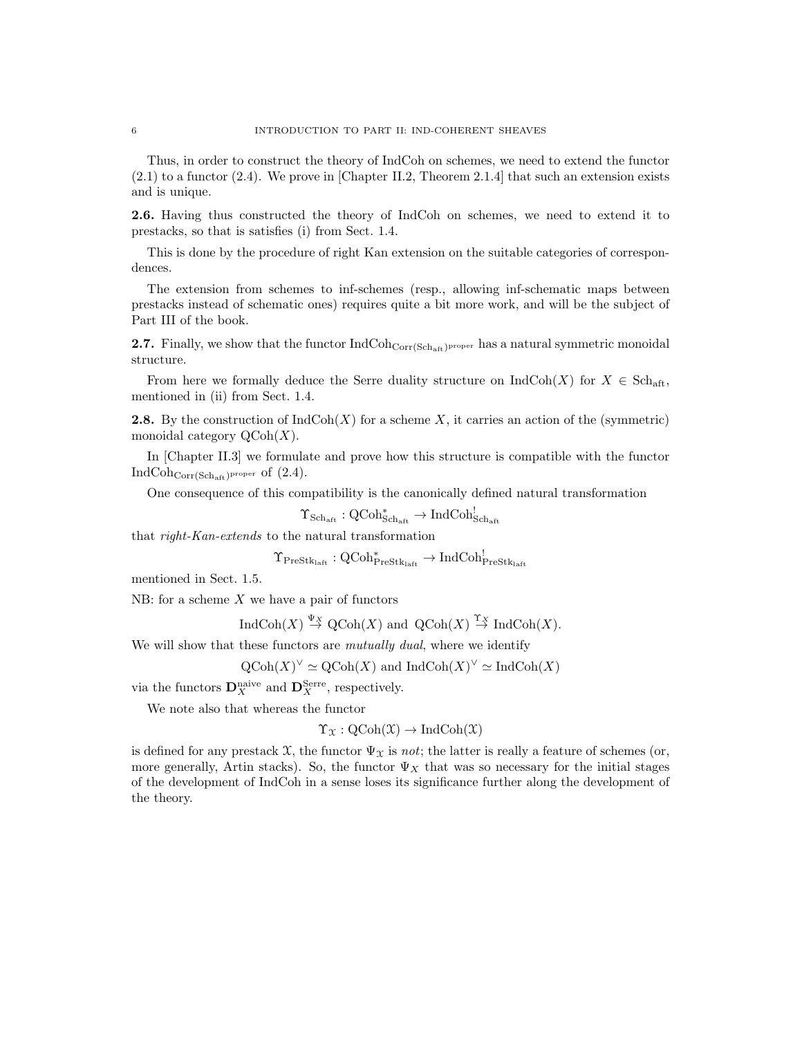Thus, in order to construct the theory of IndCoh on schemes, we need to extend the functor (2.1) to a functor (2.4). We prove in [Chapter II.2, Theorem 2.1.4] that such an extension exists and is unique.

**2.6.** Having thus constructed the theory of IndCoh on schemes, we need to extend it to prestacks, so that is satisfies (i) from Sect. 1.4.

This is done by the procedure of right Kan extension on the suitable categories of correspondences.

The extension from schemes to inf-schemes (resp., allowing inf-schematic maps between prestacks instead of schematic ones) requires quite a bit more work, and will be the subject of Part III of the book.

**2.7.** Finally, we show that the functor $\mathrm{IndCoh}_{\mathrm{Corr}(\mathrm{Sch}_{\mathrm{aft}})^{\mathrm{proper}}}$ has a natural symmetric monoidal structure.

From here we formally deduce the Serre duality structure on $\mathrm{IndCoh}(X)$ for $X \in \mathrm{Sch}_{\mathrm{aft}}$, mentioned in (ii) from Sect. 1.4.

**2.8.** By the construction of $\mathrm{IndCoh}(X)$ for a scheme $X$, it carries an action of the (symmetric) monoidal category $\mathrm{QCoh}(X)$.

In [Chapter II.3] we formulate and prove how this structure is compatible with the functor $\mathrm{IndCoh}_{\mathrm{Corr}(\mathrm{Sch}_{\mathrm{aft}})^{\mathrm{proper}}}$ of (2.4).

One consequence of this compatibility is the canonically defined natural transformation

$$\Upsilon_{\mathrm{Sch}_{\mathrm{aft}}} : \mathrm{QCoh}^*_{\mathrm{Sch}_{\mathrm{aft}}} \to \mathrm{IndCoh}^!_{\mathrm{Sch}_{\mathrm{aft}}}$$

that *right-Kan-extends* to the natural transformation

$$\Upsilon_{\mathrm{PreStk}_{\mathrm{laft}}} : \mathrm{QCoh}^*_{\mathrm{PreStk}_{\mathrm{laft}}} \to \mathrm{IndCoh}^!_{\mathrm{PreStk}_{\mathrm{laft}}}$$

mentioned in Sect. 1.5.

NB: for a scheme $X$ we have a pair of functors

$$\mathrm{IndCoh}(X) \overset{\Psi_X}{\to} \mathrm{QCoh}(X) \text{ and } \mathrm{QCoh}(X) \overset{\Upsilon_X}{\to} \mathrm{IndCoh}(X).$$

We will show that these functors are *mutually dual*, where we identify

$$\mathrm{QCoh}(X)^\vee \simeq \mathrm{QCoh}(X) \text{ and } \mathrm{IndCoh}(X)^\vee \simeq \mathrm{IndCoh}(X)$$

via the functors $\mathbf{D}_X^{\mathrm{naive}}$ and $\mathbf{D}_X^{\mathrm{Serre}}$, respectively.

We note also that whereas the functor

$$\Upsilon_{\mathcal{X}} : \mathrm{QCoh}(\mathcal{X}) \to \mathrm{IndCoh}(\mathcal{X})$$

is defined for any prestack $\mathcal{X}$, the functor $\Psi_{\mathcal{X}}$ is *not*; the latter is really a feature of schemes (or, more generally, Artin stacks). So, the functor $\Psi_X$ that was so necessary for the initial stages of the development of IndCoh in a sense loses its significance further along the development of the theory.